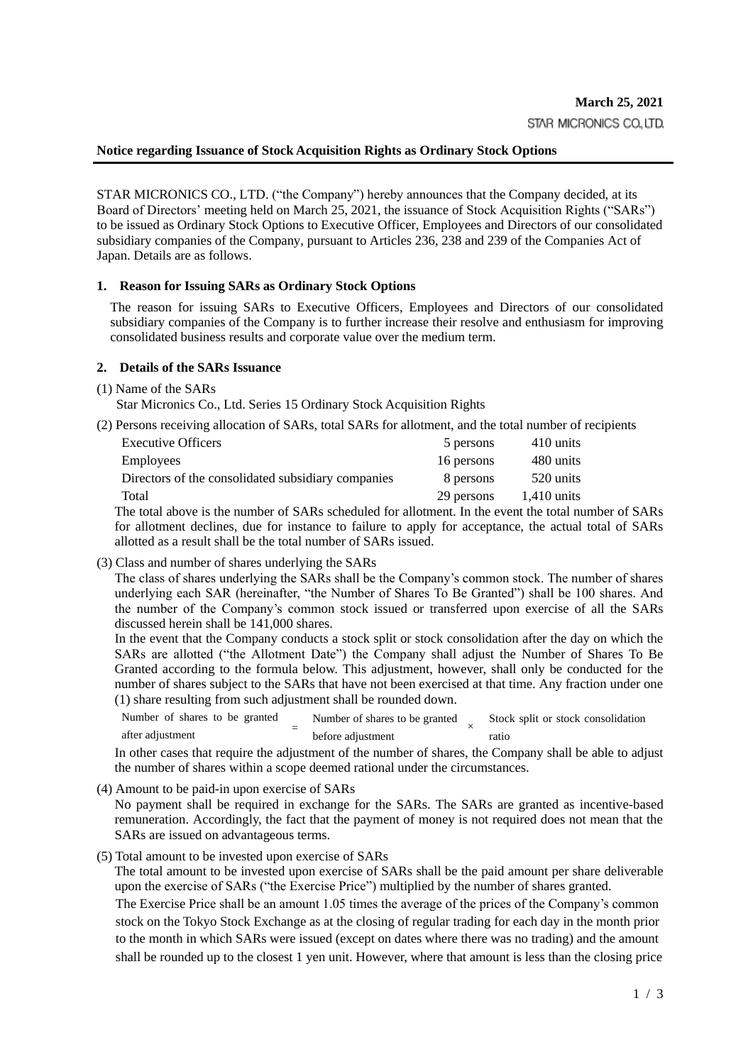March 25, 2021

STAR MICRONICS CO., LTD.

**Notice regarding Issuance of Stock Acquisition Rights as Ordinary Stock Options**

STAR MICRONICS CO., LTD. ("the Company") hereby announces that the Company decided, at its Board of Directors' meeting held on March 25, 2021, the issuance of Stock Acquisition Rights ("SARs") to be issued as Ordinary Stock Options to Executive Officer, Employees and Directors of our consolidated subsidiary companies of the Company, pursuant to Articles 236, 238 and 239 of the Companies Act of Japan. Details are as follows.

## 1. Reason for Issuing SARs as Ordinary Stock Options

The reason for issuing SARs to Executive Officers, Employees and Directors of our consolidated subsidiary companies of the Company is to further increase their resolve and enthusiasm for improving consolidated business results and corporate value over the medium term.

## 2. Details of the SARs Issuance

(1) Name of the SARs

Star Micronics Co., Ltd. Series 15 Ordinary Stock Acquisition Rights

(2) Persons receiving allocation of SARs, total SARs for allotment, and the total number of recipients

| | | |
|---|---|---|
| Executive Officers | 5 persons | 410 units |
| Employees | 16 persons | 480 units |
| Directors of the consolidated subsidiary companies | 8 persons | 520 units |
| Total | 29 persons | 1,410 units |

The total above is the number of SARs scheduled for allotment. In the event the total number of SARs for allotment declines, due for instance to failure to apply for acceptance, the actual total of SARs allotted as a result shall be the total number of SARs issued.

(3) Class and number of shares underlying the SARs

The class of shares underlying the SARs shall be the Company's common stock. The number of shares underlying each SAR (hereinafter, "the Number of Shares To Be Granted") shall be 100 shares. And the number of the Company's common stock issued or transferred upon exercise of all the SARs discussed herein shall be 141,000 shares.

In the event that the Company conducts a stock split or stock consolidation after the day on which the SARs are allotted ("the Allotment Date") the Company shall adjust the Number of Shares To Be Granted according to the formula below. This adjustment, however, shall only be conducted for the number of shares subject to the SARs that have not been exercised at that time. Any fraction under one (1) share resulting from such adjustment shall be rounded down.

$$\text{Number of shares to be granted after adjustment} = \text{Number of shares to be granted before adjustment} \times \text{Stock split or stock consolidation ratio}$$

In other cases that require the adjustment of the number of shares, the Company shall be able to adjust the number of shares within a scope deemed rational under the circumstances.

(4) Amount to be paid-in upon exercise of SARs

No payment shall be required in exchange for the SARs. The SARs are granted as incentive-based remuneration. Accordingly, the fact that the payment of money is not required does not mean that the SARs are issued on advantageous terms.

(5) Total amount to be invested upon exercise of SARs

The total amount to be invested upon exercise of SARs shall be the paid amount per share deliverable upon the exercise of SARs ("the Exercise Price") multiplied by the number of shares granted.

The Exercise Price shall be an amount 1.05 times the average of the prices of the Company's common stock on the Tokyo Stock Exchange as at the closing of regular trading for each day in the month prior to the month in which SARs were issued (except on dates where there was no trading) and the amount shall be rounded up to the closest 1 yen unit. However, where that amount is less than the closing price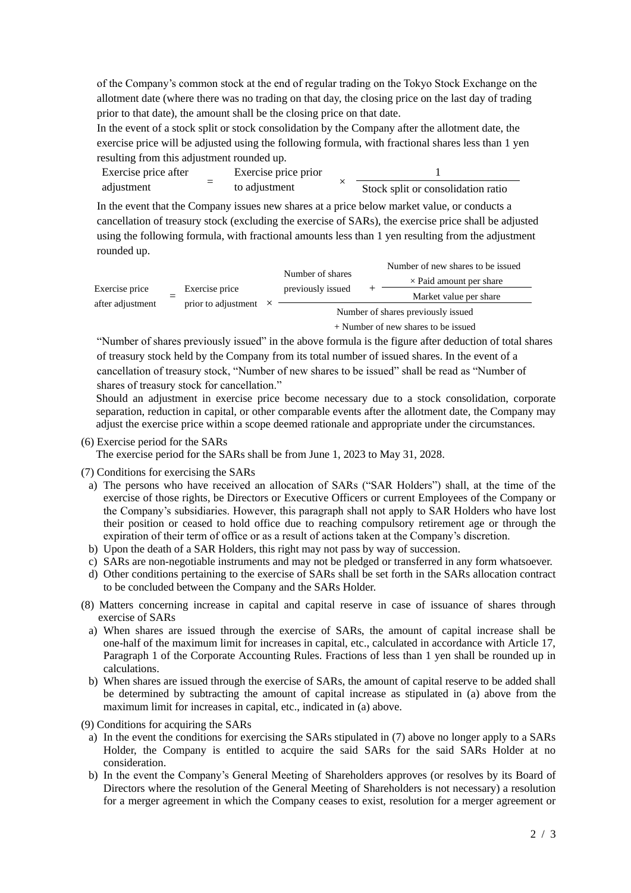of the Company's common stock at the end of regular trading on the Tokyo Stock Exchange on the allotment date (where there was no trading on that day, the closing price on the last day of trading prior to that date), the amount shall be the closing price on that date.

In the event of a stock split or stock consolidation by the Company after the allotment date, the exercise price will be adjusted using the following formula, with fractional shares less than 1 yen resulting from this adjustment rounded up.

$$\text{Exercise price after adjustment} = \text{Exercise price prior to adjustment} \times \frac{1}{\text{Stock split or consolidation ratio}}$$

In the event that the Company issues new shares at a price below market value, or conducts a cancellation of treasury stock (excluding the exercise of SARs), the exercise price shall be adjusted using the following formula, with fractional amounts less than 1 yen resulting from the adjustment rounded up.

$$\text{Exercise price after adjustment} = \text{Exercise price prior to adjustment} \times \frac{\text{Number of shares previously issued} + \dfrac{\text{Number of new shares to be issued} \times \text{Paid amount per share}}{\text{Market value per share}}}{\text{Number of shares previously issued} + \text{Number of new shares to be issued}}$$

"Number of shares previously issued" in the above formula is the figure after deduction of total shares of treasury stock held by the Company from its total number of issued shares. In the event of a cancellation of treasury stock, "Number of new shares to be issued" shall be read as "Number of shares of treasury stock for cancellation."

Should an adjustment in exercise price become necessary due to a stock consolidation, corporate separation, reduction in capital, or other comparable events after the allotment date, the Company may adjust the exercise price within a scope deemed rationale and appropriate under the circumstances.

(6) Exercise period for the SARs

The exercise period for the SARs shall be from June 1, 2023 to May 31, 2028.

(7) Conditions for exercising the SARs

a) The persons who have received an allocation of SARs ("SAR Holders") shall, at the time of the exercise of those rights, be Directors or Executive Officers or current Employees of the Company or the Company's subsidiaries. However, this paragraph shall not apply to SAR Holders who have lost their position or ceased to hold office due to reaching compulsory retirement age or through the expiration of their term of office or as a result of actions taken at the Company's discretion.

b) Upon the death of a SAR Holders, this right may not pass by way of succession.

c) SARs are non-negotiable instruments and may not be pledged or transferred in any form whatsoever.

d) Other conditions pertaining to the exercise of SARs shall be set forth in the SARs allocation contract to be concluded between the Company and the SARs Holder.

(8) Matters concerning increase in capital and capital reserve in case of issuance of shares through exercise of SARs

a) When shares are issued through the exercise of SARs, the amount of capital increase shall be one-half of the maximum limit for increases in capital, etc., calculated in accordance with Article 17, Paragraph 1 of the Corporate Accounting Rules. Fractions of less than 1 yen shall be rounded up in calculations.

b) When shares are issued through the exercise of SARs, the amount of capital reserve to be added shall be determined by subtracting the amount of capital increase as stipulated in (a) above from the maximum limit for increases in capital, etc., indicated in (a) above.

(9) Conditions for acquiring the SARs

a) In the event the conditions for exercising the SARs stipulated in (7) above no longer apply to a SARs Holder, the Company is entitled to acquire the said SARs for the said SARs Holder at no consideration.

b) In the event the Company's General Meeting of Shareholders approves (or resolves by its Board of Directors where the resolution of the General Meeting of Shareholders is not necessary) a resolution for a merger agreement in which the Company ceases to exist, resolution for a merger agreement or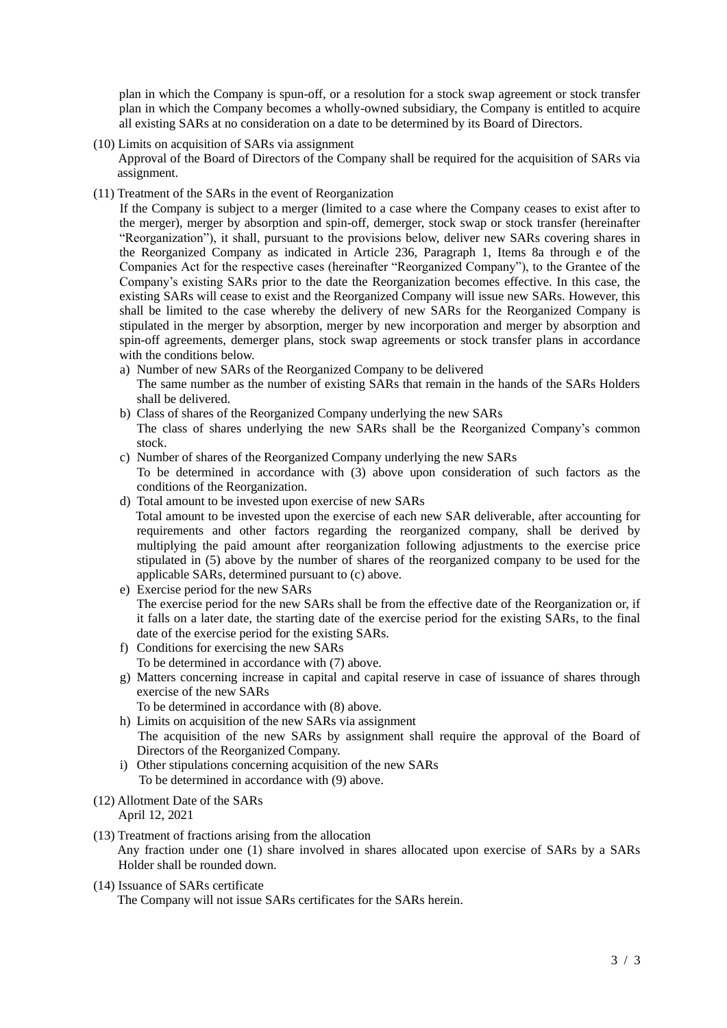plan in which the Company is spun-off, or a resolution for a stock swap agreement or stock transfer plan in which the Company becomes a wholly-owned subsidiary, the Company is entitled to acquire all existing SARs at no consideration on a date to be determined by its Board of Directors.

(10) Limits on acquisition of SARs via assignment

Approval of the Board of Directors of the Company shall be required for the acquisition of SARs via assignment.

(11) Treatment of the SARs in the event of Reorganization

If the Company is subject to a merger (limited to a case where the Company ceases to exist after to the merger), merger by absorption and spin-off, demerger, stock swap or stock transfer (hereinafter "Reorganization"), it shall, pursuant to the provisions below, deliver new SARs covering shares in the Reorganized Company as indicated in Article 236, Paragraph 1, Items 8a through e of the Companies Act for the respective cases (hereinafter "Reorganized Company"), to the Grantee of the Company's existing SARs prior to the date the Reorganization becomes effective. In this case, the existing SARs will cease to exist and the Reorganized Company will issue new SARs. However, this shall be limited to the case whereby the delivery of new SARs for the Reorganized Company is stipulated in the merger by absorption, merger by new incorporation and merger by absorption and spin-off agreements, demerger plans, stock swap agreements or stock transfer plans in accordance with the conditions below.

a) Number of new SARs of the Reorganized Company to be delivered
   The same number as the number of existing SARs that remain in the hands of the SARs Holders shall be delivered.
b) Class of shares of the Reorganized Company underlying the new SARs
   The class of shares underlying the new SARs shall be the Reorganized Company's common stock.
c) Number of shares of the Reorganized Company underlying the new SARs
   To be determined in accordance with (3) above upon consideration of such factors as the conditions of the Reorganization.
d) Total amount to be invested upon exercise of new SARs
   Total amount to be invested upon the exercise of each new SAR deliverable, after accounting for requirements and other factors regarding the reorganized company, shall be derived by multiplying the paid amount after reorganization following adjustments to the exercise price stipulated in (5) above by the number of shares of the reorganized company to be used for the applicable SARs, determined pursuant to (c) above.
e) Exercise period for the new SARs
   The exercise period for the new SARs shall be from the effective date of the Reorganization or, if it falls on a later date, the starting date of the exercise period for the existing SARs, to the final date of the exercise period for the existing SARs.
f) Conditions for exercising the new SARs
   To be determined in accordance with (7) above.
g) Matters concerning increase in capital and capital reserve in case of issuance of shares through exercise of the new SARs
   To be determined in accordance with (8) above.
h) Limits on acquisition of the new SARs via assignment
   The acquisition of the new SARs by assignment shall require the approval of the Board of Directors of the Reorganized Company.
i) Other stipulations concerning acquisition of the new SARs
   To be determined in accordance with (9) above.

(12) Allotment Date of the SARs

April 12, 2021

(13) Treatment of fractions arising from the allocation

Any fraction under one (1) share involved in shares allocated upon exercise of SARs by a SARs Holder shall be rounded down.

(14) Issuance of SARs certificate

The Company will not issue SARs certificates for the SARs herein.